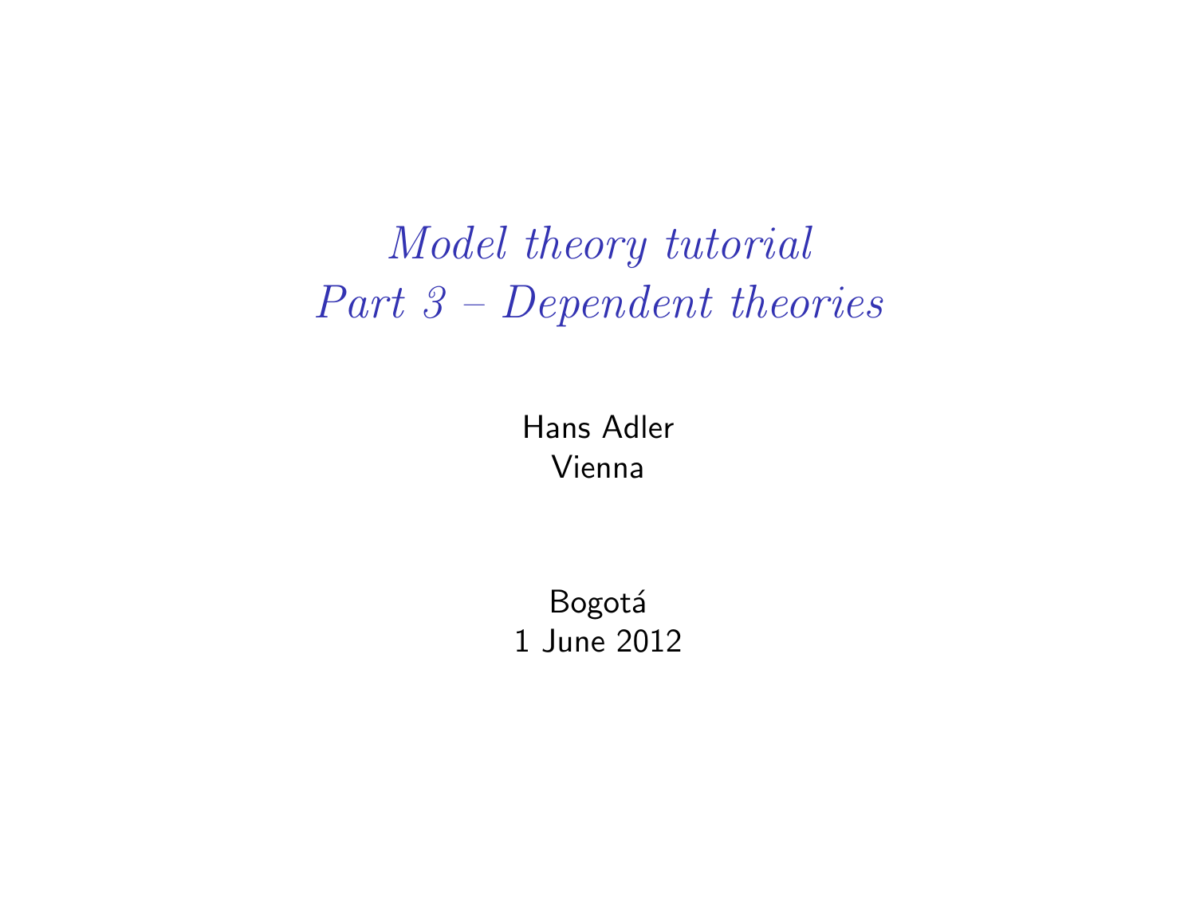# *Model theory tutorial*
# *Part 3 – Dependent theories*

Hans Adler
Vienna

Bogotá
1 June 2012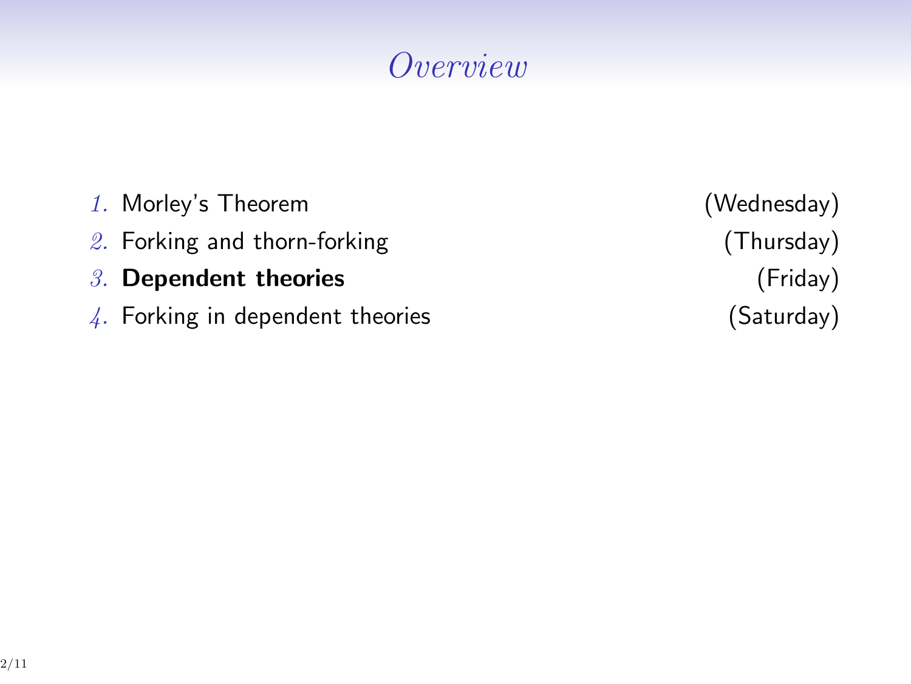# *Overview*

1. Morley's Theorem (Wednesday)
2. Forking and thorn-forking (Thursday)
3. **Dependent theories** (Friday)
4. Forking in dependent theories (Saturday)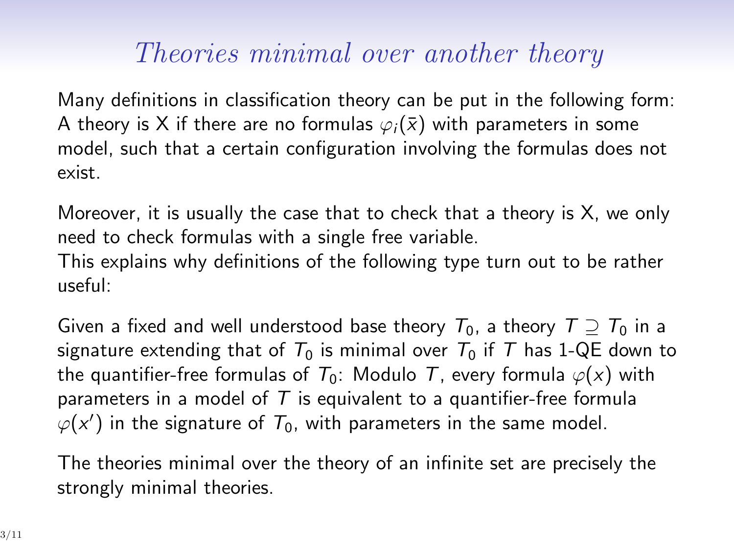# *Theories minimal over another theory*

Many definitions in classification theory can be put in the following form: A theory is X if there are no formulas $\varphi_i(\bar{x})$ with parameters in some model, such that a certain configuration involving the formulas does not exist.

Moreover, it is usually the case that to check that a theory is X, we only need to check formulas with a single free variable.
This explains why definitions of the following type turn out to be rather useful:

Given a fixed and well understood base theory $T_0$, a theory $T \supseteq T_0$ in a signature extending that of $T_0$ is minimal over $T_0$ if $T$ has 1-QE down to the quantifier-free formulas of $T_0$: Modulo $T$, every formula $\varphi(x)$ with parameters in a model of $T$ is equivalent to a quantifier-free formula $\varphi(x')$ in the signature of $T_0$, with parameters in the same model.

The theories minimal over the theory of an infinite set are precisely the strongly minimal theories.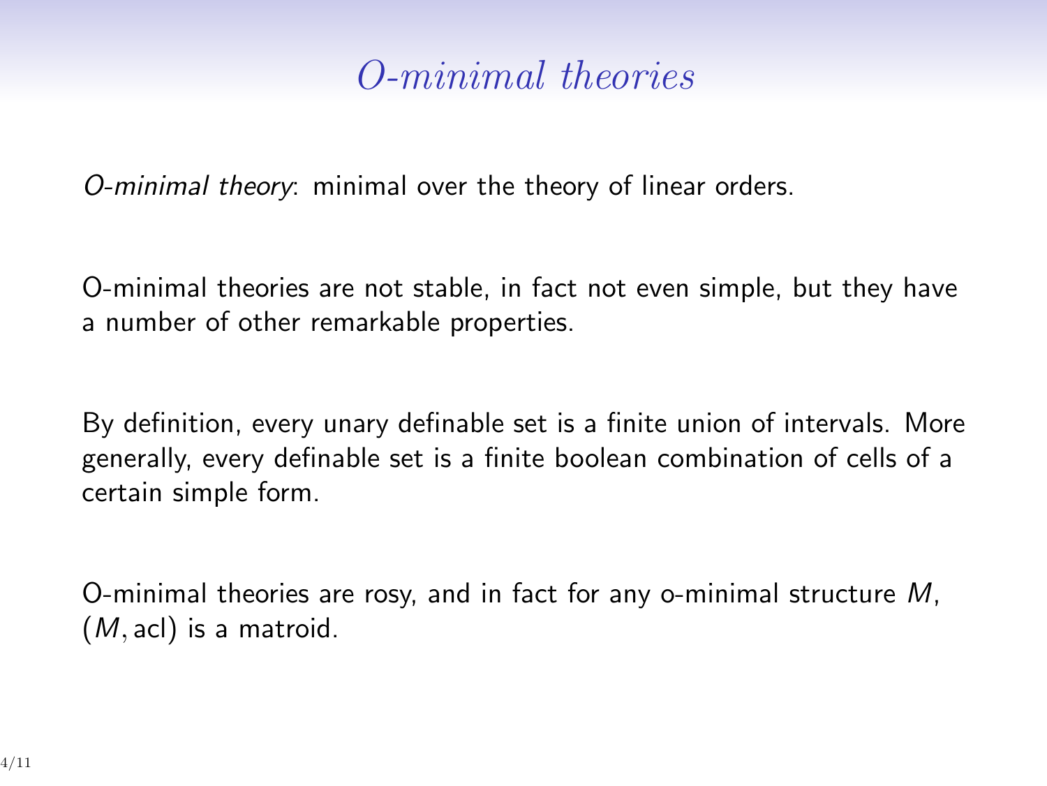# *O-minimal theories*

*O-minimal theory*: minimal over the theory of linear orders.

O-minimal theories are not stable, in fact not even simple, but they have a number of other remarkable properties.

By definition, every unary definable set is a finite union of intervals. More generally, every definable set is a finite boolean combination of cells of a certain simple form.

O-minimal theories are rosy, and in fact for any o-minimal structure $M$, $(M, \mathrm{acl})$ is a matroid.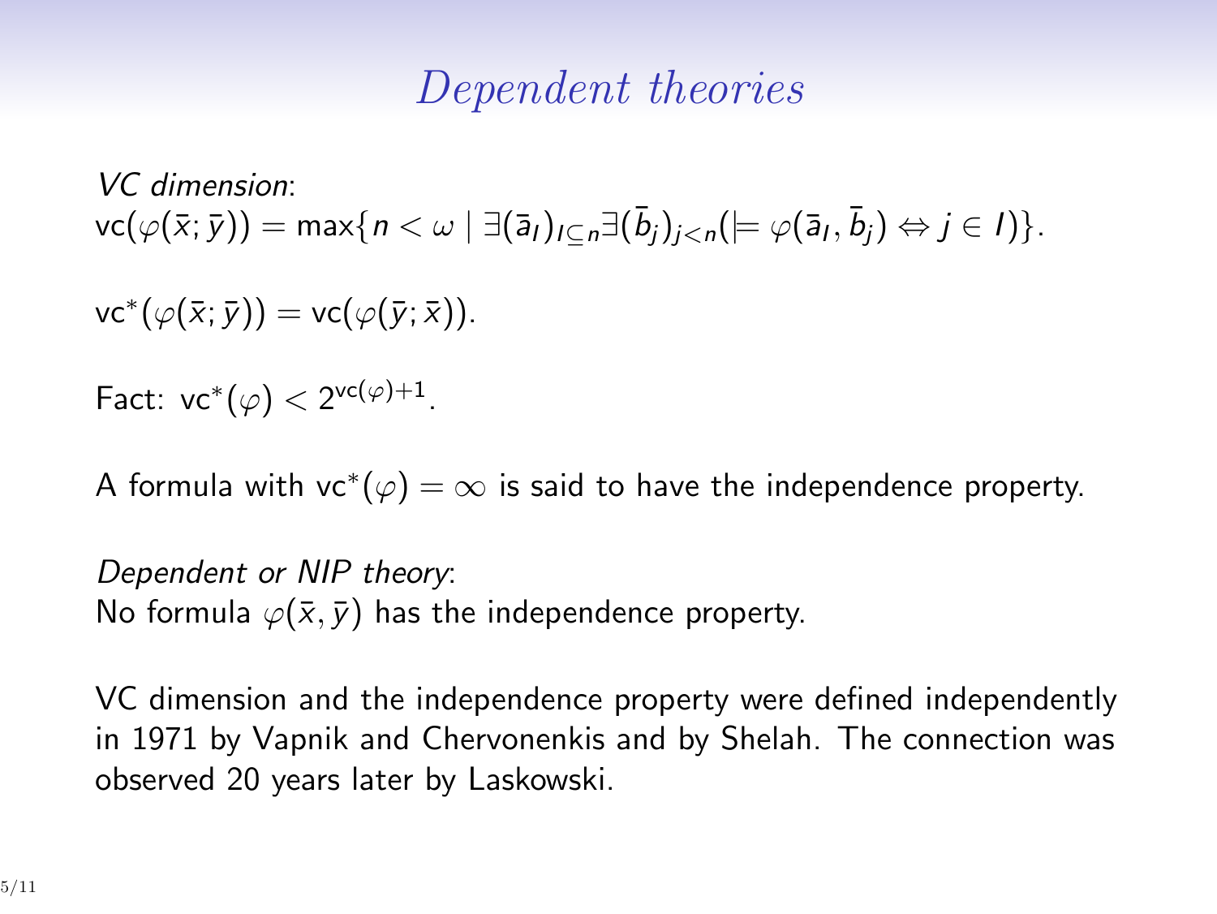# Dependent theories

*VC dimension*:
$\mathrm{vc}(\varphi(\bar{x};\bar{y})) = \max\{n < \omega \mid \exists(\bar{a}_I)_{I\subseteq n}\exists(\bar{b}_j)_{j<n}(\models \varphi(\bar{a}_I, \bar{b}_j) \Leftrightarrow j \in I)\}$.

$\mathrm{vc}^*(\varphi(\bar{x};\bar{y})) = \mathrm{vc}(\varphi(\bar{y};\bar{x}))$.

Fact: $\mathrm{vc}^*(\varphi) < 2^{\mathrm{vc}(\varphi)+1}$.

A formula with $\mathrm{vc}^*(\varphi) = \infty$ is said to have the independence property.

*Dependent or NIP theory*:
No formula $\varphi(\bar{x}, \bar{y})$ has the independence property.

VC dimension and the independence property were defined independently in 1971 by Vapnik and Chervonenkis and by Shelah. The connection was observed 20 years later by Laskowski.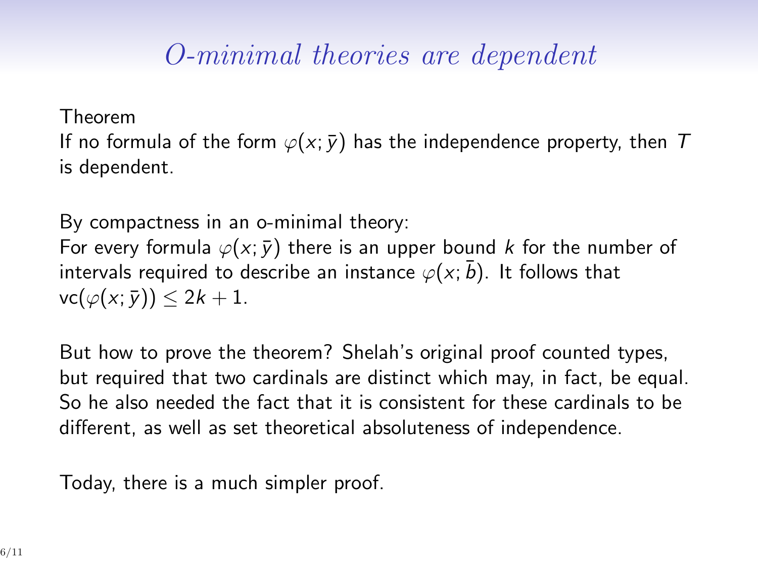# *O-minimal theories are dependent*

Theorem
If no formula of the form $\varphi(x; \bar{y})$ has the independence property, then $T$ is dependent.

By compactness in an o-minimal theory:
For every formula $\varphi(x; \bar{y})$ there is an upper bound $k$ for the number of intervals required to describe an instance $\varphi(x; \bar{b})$. It follows that $\mathrm{vc}(\varphi(x; \bar{y})) \leq 2k + 1$.

But how to prove the theorem? Shelah's original proof counted types, but required that two cardinals are distinct which may, in fact, be equal. So he also needed the fact that it is consistent for these cardinals to be different, as well as set theoretical absoluteness of independence.

Today, there is a much simpler proof.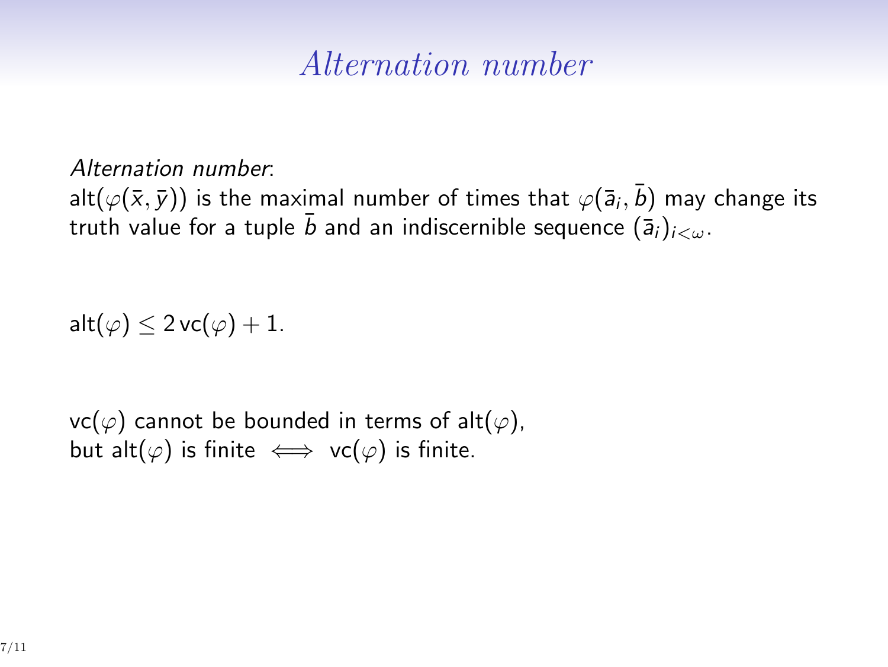# *Alternation number*

*Alternation number*:
$\mathrm{alt}(\varphi(\bar{x}, \bar{y}))$ is the maximal number of times that $\varphi(\bar{a}_i, \bar{b})$ may change its truth value for a tuple $\bar{b}$ and an indiscernible sequence $(\bar{a}_i)_{i<\omega}$.

$\mathrm{alt}(\varphi) \leq 2\,\mathrm{vc}(\varphi) + 1.$

$\mathrm{vc}(\varphi)$ cannot be bounded in terms of $\mathrm{alt}(\varphi)$,
but $\mathrm{alt}(\varphi)$ is finite $\iff$ $\mathrm{vc}(\varphi)$ is finite.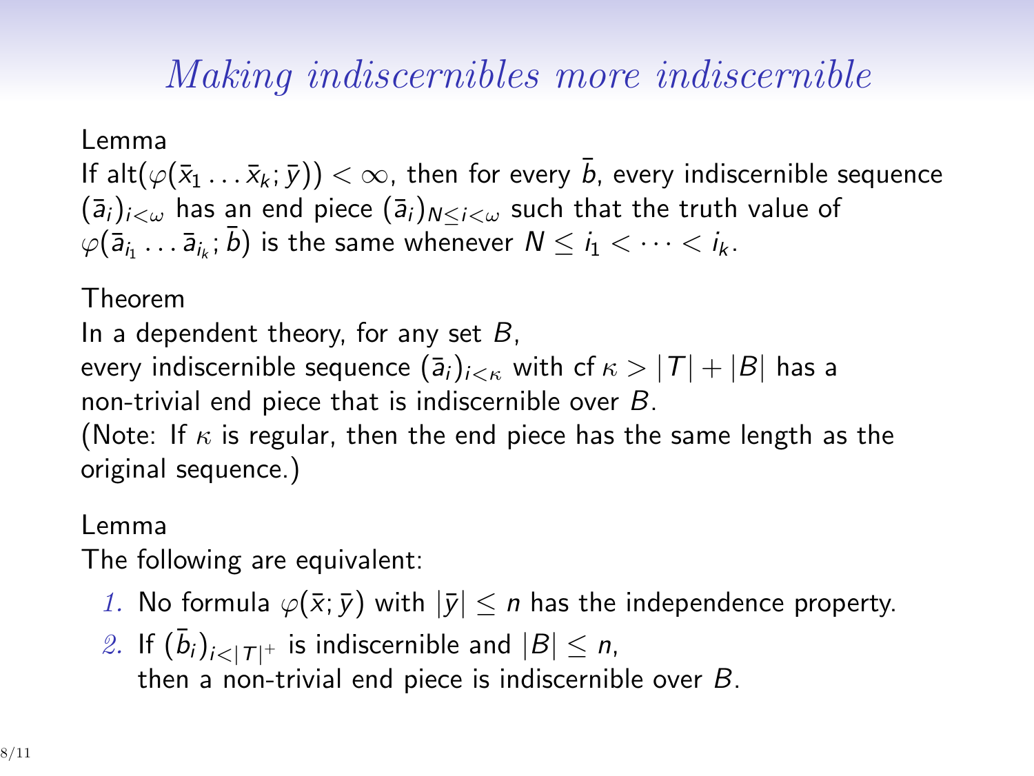# *Making indiscernibles more indiscernible*

Lemma

If $\mathrm{alt}(\varphi(\bar{x}_1 \ldots \bar{x}_k; \bar{y})) < \infty$, then for every $\bar{b}$, every indiscernible sequence $(\bar{a}_i)_{i<\omega}$ has an end piece $(\bar{a}_i)_{N \leq i < \omega}$ such that the truth value of $\varphi(\bar{a}_{i_1} \ldots \bar{a}_{i_k}; \bar{b})$ is the same whenever $N \leq i_1 < \cdots < i_k$.

Theorem

In a dependent theory, for any set $B$,
every indiscernible sequence $(\bar{a}_i)_{i<\kappa}$ with $\mathrm{cf}\,\kappa > |T| + |B|$ has a non-trivial end piece that is indiscernible over $B$.
(Note: If $\kappa$ is regular, then the end piece has the same length as the original sequence.)

Lemma

The following are equivalent:

1. No formula $\varphi(\bar{x}; \bar{y})$ with $|\bar{y}| \leq n$ has the independence property.
2. If $(\bar{b}_i)_{i<|T|^+}$ is indiscernible and $|B| \leq n$,
   then a non-trivial end piece is indiscernible over $B$.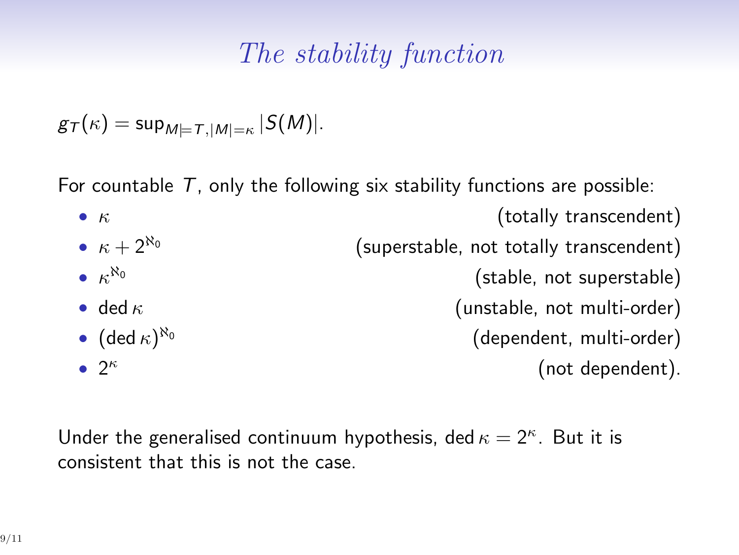# *The stability function*

$g_T(\kappa) = \sup_{M \models T, |M| = \kappa} |S(M)|$.

For countable $T$, only the following six stability functions are possible:

- $\kappa$ (totally transcendent)
- $\kappa + 2^{\aleph_0}$ (superstable, not totally transcendent)
- $\kappa^{\aleph_0}$ (stable, not superstable)
- $\operatorname{ded} \kappa$ (unstable, not multi-order)
- $(\operatorname{ded} \kappa)^{\aleph_0}$ (dependent, multi-order)
- $2^\kappa$ (not dependent).

Under the generalised continuum hypothesis, $\operatorname{ded} \kappa = 2^\kappa$. But it is consistent that this is not the case.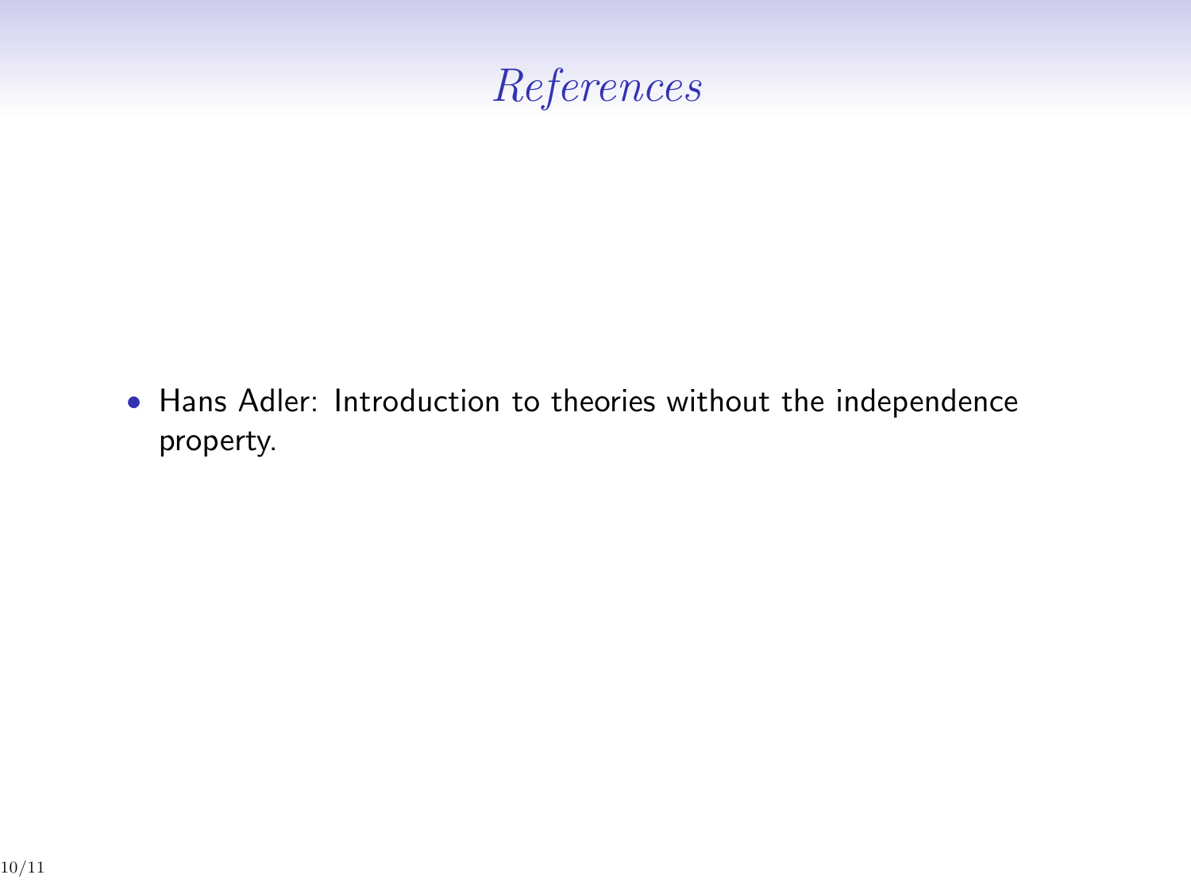# References

- Hans Adler: Introduction to theories without the independence property.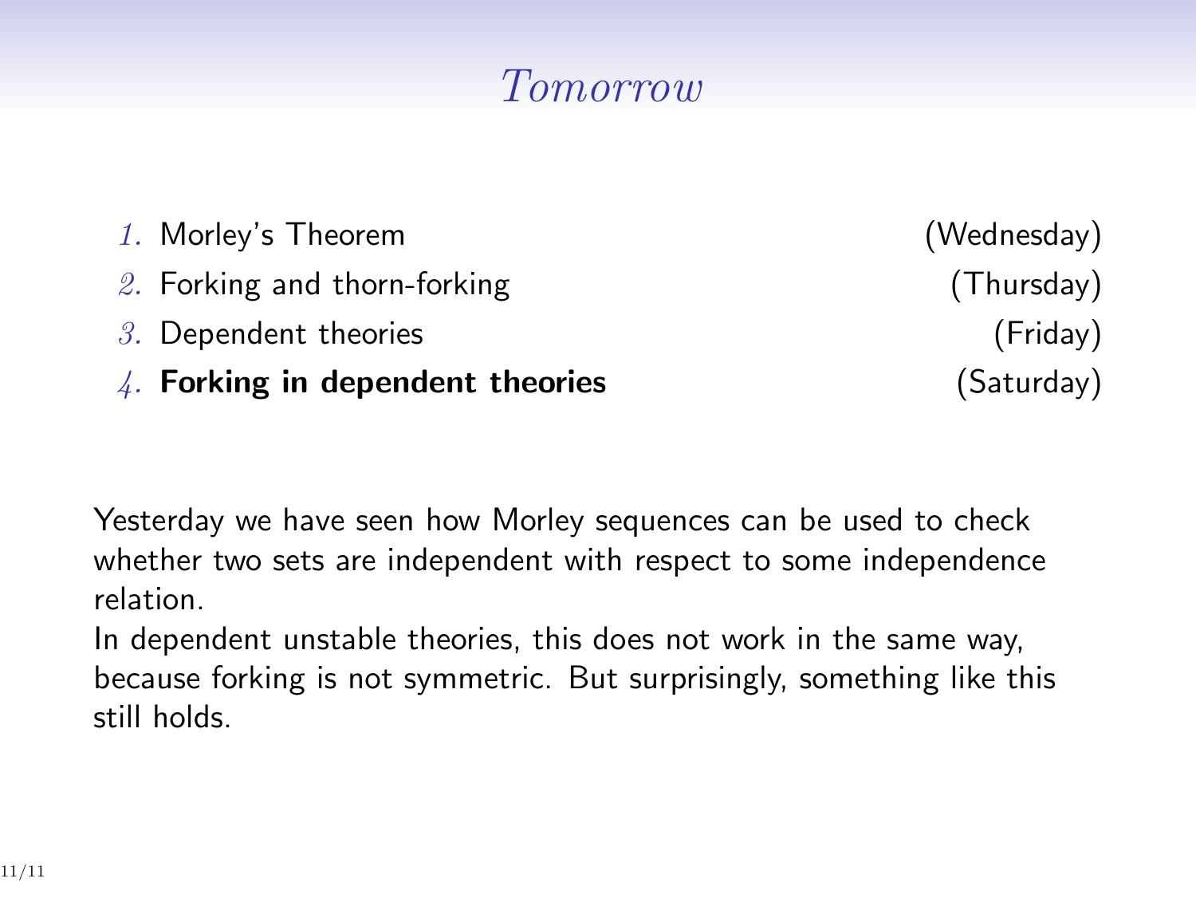# *Tomorrow*

1. Morley's Theorem (Wednesday)
2. Forking and thorn-forking (Thursday)
3. Dependent theories (Friday)
4. **Forking in dependent theories** (Saturday)

Yesterday we have seen how Morley sequences can be used to check whether two sets are independent with respect to some independence relation.

In dependent unstable theories, this does not work in the same way, because forking is not symmetric. But surprisingly, something like this still holds.